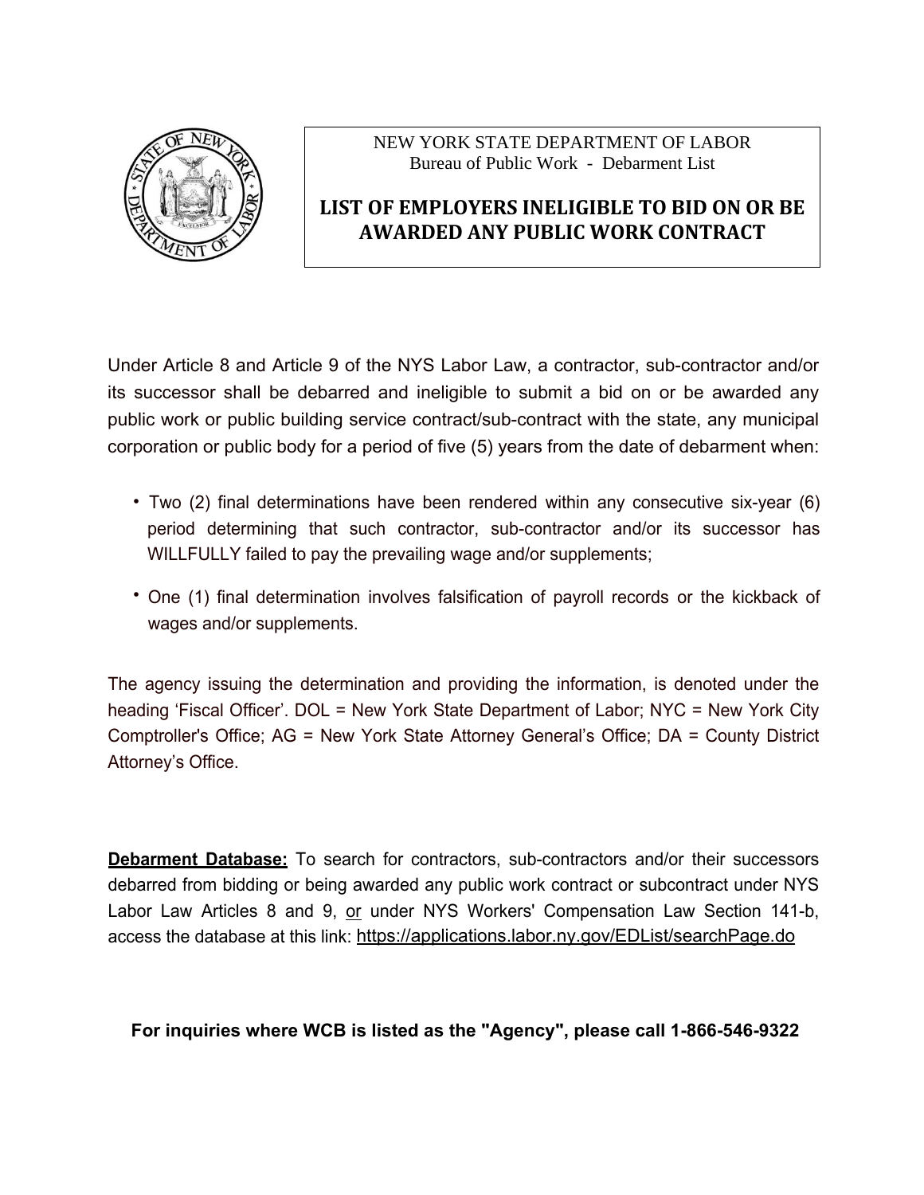NEW YORK STATE DEPARTMENT OF LABOR
Bureau of Public Work - Debarment List

# LIST OF EMPLOYERS INELIGIBLE TO BID ON OR BE AWARDED ANY PUBLIC WORK CONTRACT

Under Article 8 and Article 9 of the NYS Labor Law, a contractor, sub-contractor and/or its successor shall be debarred and ineligible to submit a bid on or be awarded any public work or public building service contract/sub-contract with the state, any municipal corporation or public body for a period of five (5) years from the date of debarment when:

- Two (2) final determinations have been rendered within any consecutive six-year (6) period determining that such contractor, sub-contractor and/or its successor has WILLFULLY failed to pay the prevailing wage and/or supplements;
- One (1) final determination involves falsification of payroll records or the kickback of wages and/or supplements.

The agency issuing the determination and providing the information, is denoted under the heading 'Fiscal Officer'. DOL = New York State Department of Labor; NYC = New York City Comptroller's Office; AG = New York State Attorney General's Office; DA = County District Attorney's Office.

**Debarment Database:** To search for contractors, sub-contractors and/or their successors debarred from bidding or being awarded any public work contract or subcontract under NYS Labor Law Articles 8 and 9, or under NYS Workers' Compensation Law Section 141-b, access the database at this link: https://applications.labor.ny.gov/EDList/searchPage.do

**For inquiries where WCB is listed as the "Agency", please call 1-866-546-9322**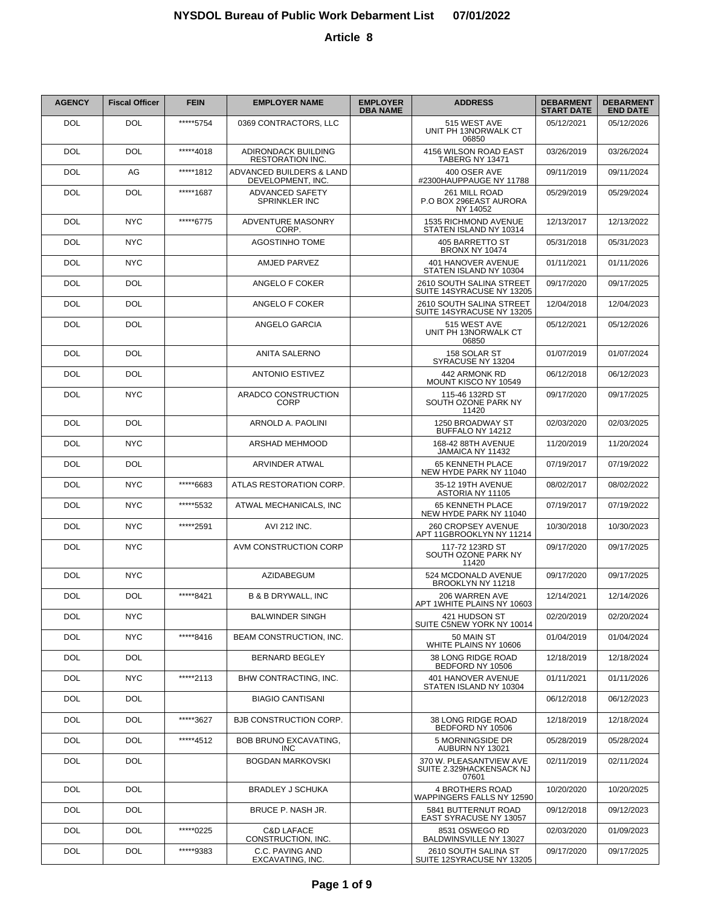# NYSDOL Bureau of Public Work Debarment List 07/01/2022

## Article 8

| AGENCY | Fiscal Officer | FEIN | EMPLOYER NAME | EMPLOYER DBA NAME | ADDRESS | DEBARMENT START DATE | DEBARMENT END DATE |
|---|---|---|---|---|---|---|---|
| DOL | DOL | *****5754 | 0369 CONTRACTORS, LLC | | 515 WEST AVE UNIT PH 13NORWALK CT 06850 | 05/12/2021 | 05/12/2026 |
| DOL | DOL | *****4018 | ADIRONDACK BUILDING RESTORATION INC. | | 4156 WILSON ROAD EAST TABERG NY 13471 | 03/26/2019 | 03/26/2024 |
| DOL | AG | *****1812 | ADVANCED BUILDERS & LAND DEVELOPMENT, INC. | | 400 OSER AVE #2300HAUPPAUGE NY 11788 | 09/11/2019 | 09/11/2024 |
| DOL | DOL | *****1687 | ADVANCED SAFETY SPRINKLER INC | | 261 MILL ROAD P.O BOX 296EAST AURORA NY 14052 | 05/29/2019 | 05/29/2024 |
| DOL | NYC | *****6775 | ADVENTURE MASONRY CORP. | | 1535 RICHMOND AVENUE STATEN ISLAND NY 10314 | 12/13/2017 | 12/13/2022 |
| DOL | NYC | | AGOSTINHO TOME | | 405 BARRETTO ST BRONX NY 10474 | 05/31/2018 | 05/31/2023 |
| DOL | NYC | | AMJED PARVEZ | | 401 HANOVER AVENUE STATEN ISLAND NY 10304 | 01/11/2021 | 01/11/2026 |
| DOL | DOL | | ANGELO F COKER | | 2610 SOUTH SALINA STREET SUITE 14SYRACUSE NY 13205 | 09/17/2020 | 09/17/2025 |
| DOL | DOL | | ANGELO F COKER | | 2610 SOUTH SALINA STREET SUITE 14SYRACUSE NY 13205 | 12/04/2018 | 12/04/2023 |
| DOL | DOL | | ANGELO GARCIA | | 515 WEST AVE UNIT PH 13NORWALK CT 06850 | 05/12/2021 | 05/12/2026 |
| DOL | DOL | | ANITA SALERNO | | 158 SOLAR ST SYRACUSE NY 13204 | 01/07/2019 | 01/07/2024 |
| DOL | DOL | | ANTONIO ESTIVEZ | | 442 ARMONK RD MOUNT KISCO NY 10549 | 06/12/2018 | 06/12/2023 |
| DOL | NYC | | ARADCO CONSTRUCTION CORP | | 115-46 132RD ST SOUTH OZONE PARK NY 11420 | 09/17/2020 | 09/17/2025 |
| DOL | DOL | | ARNOLD A. PAOLINI | | 1250 BROADWAY ST BUFFALO NY 14212 | 02/03/2020 | 02/03/2025 |
| DOL | NYC | | ARSHAD MEHMOOD | | 168-42 88TH AVENUE JAMAICA NY 11432 | 11/20/2019 | 11/20/2024 |
| DOL | DOL | | ARVINDER ATWAL | | 65 KENNETH PLACE NEW HYDE PARK NY 11040 | 07/19/2017 | 07/19/2022 |
| DOL | NYC | *****6683 | ATLAS RESTORATION CORP. | | 35-12 19TH AVENUE ASTORIA NY 11105 | 08/02/2017 | 08/02/2022 |
| DOL | NYC | *****5532 | ATWAL MECHANICALS, INC | | 65 KENNETH PLACE NEW HYDE PARK NY 11040 | 07/19/2017 | 07/19/2022 |
| DOL | NYC | *****2591 | AVI 212 INC. | | 260 CROPSEY AVENUE APT 11GBROOKLYN NY 11214 | 10/30/2018 | 10/30/2023 |
| DOL | NYC | | AVM CONSTRUCTION CORP | | 117-72 123RD ST SOUTH OZONE PARK NY 11420 | 09/17/2020 | 09/17/2025 |
| DOL | NYC | | AZIDABEGUM | | 524 MCDONALD AVENUE BROOKLYN NY 11218 | 09/17/2020 | 09/17/2025 |
| DOL | DOL | *****8421 | B & B DRYWALL, INC | | 206 WARREN AVE APT 1WHITE PLAINS NY 10603 | 12/14/2021 | 12/14/2026 |
| DOL | NYC | | BALWINDER SINGH | | 421 HUDSON ST SUITE C5NEW YORK NY 10014 | 02/20/2019 | 02/20/2024 |
| DOL | NYC | *****8416 | BEAM CONSTRUCTION, INC. | | 50 MAIN ST WHITE PLAINS NY 10606 | 01/04/2019 | 01/04/2024 |
| DOL | DOL | | BERNARD BEGLEY | | 38 LONG RIDGE ROAD BEDFORD NY 10506 | 12/18/2019 | 12/18/2024 |
| DOL | NYC | *****2113 | BHW CONTRACTING, INC. | | 401 HANOVER AVENUE STATEN ISLAND NY 10304 | 01/11/2021 | 01/11/2026 |
| DOL | DOL | | BIAGIO CANTISANI | | | 06/12/2018 | 06/12/2023 |
| DOL | DOL | *****3627 | BJB CONSTRUCTION CORP. | | 38 LONG RIDGE ROAD BEDFORD NY 10506 | 12/18/2019 | 12/18/2024 |
| DOL | DOL | *****4512 | BOB BRUNO EXCAVATING, INC | | 5 MORNINGSIDE DR AUBURN NY 13021 | 05/28/2019 | 05/28/2024 |
| DOL | DOL | | BOGDAN MARKOVSKI | | 370 W. PLEASANTVIEW AVE SUITE 2.329HACKENSACK NJ 07601 | 02/11/2019 | 02/11/2024 |
| DOL | DOL | | BRADLEY J SCHUKA | | 4 BROTHERS ROAD WAPPINGERS FALLS NY 12590 | 10/20/2020 | 10/20/2025 |
| DOL | DOL | | BRUCE P. NASH JR. | | 5841 BUTTERNUT ROAD EAST SYRACUSE NY 13057 | 09/12/2018 | 09/12/2023 |
| DOL | DOL | *****0225 | C&D LAFACE CONSTRUCTION, INC. | | 8531 OSWEGO RD BALDWINSVILLE NY 13027 | 02/03/2020 | 01/09/2023 |
| DOL | DOL | *****9383 | C.C. PAVING AND EXCAVATING, INC. | | 2610 SOUTH SALINA ST SUITE 12SYRACUSE NY 13205 | 09/17/2020 | 09/17/2025 |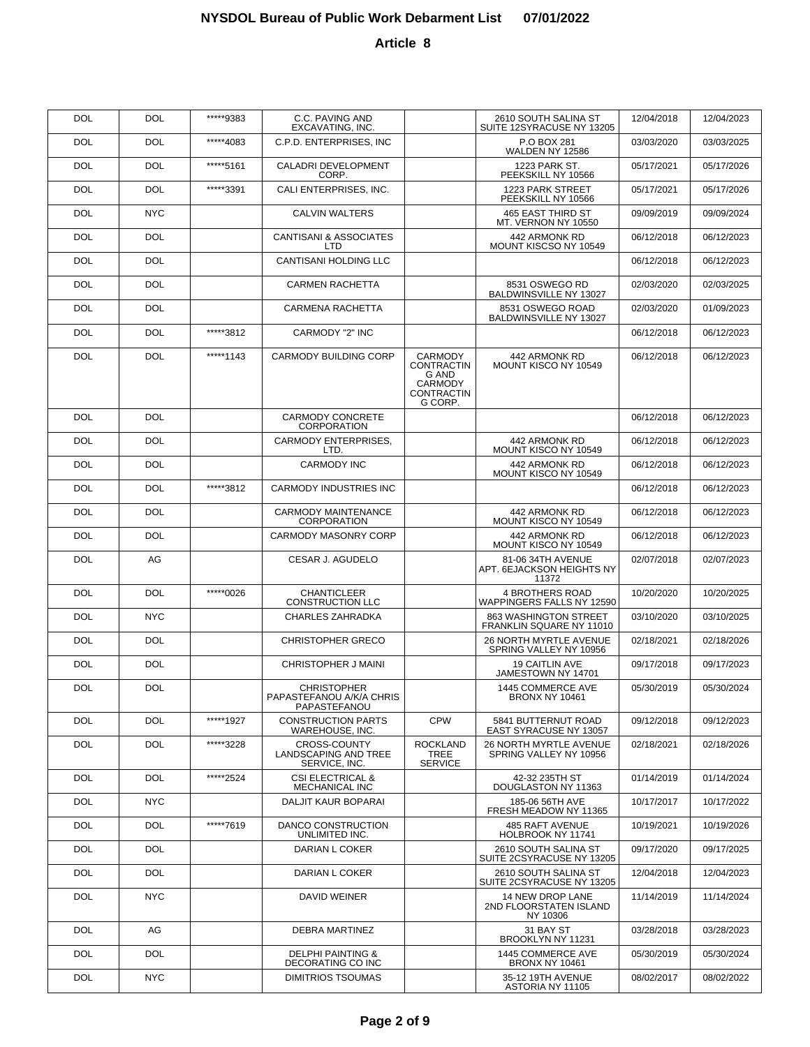# NYSDOL Bureau of Public Work Debarment List 07/01/2022

## Article 8

| | | | | | | | |
|---|---|---|---|---|---|---|---|
| DOL | DOL | *****9383 | C.C. PAVING AND EXCAVATING, INC. | | 2610 SOUTH SALINA ST SUITE 12SYRACUSE NY 13205 | 12/04/2018 | 12/04/2023 |
| DOL | DOL | *****4083 | C.P.D. ENTERPRISES, INC | | P.O BOX 281 WALDEN NY 12586 | 03/03/2020 | 03/03/2025 |
| DOL | DOL | *****5161 | CALADRI DEVELOPMENT CORP. | | 1223 PARK ST. PEEKSKILL NY 10566 | 05/17/2021 | 05/17/2026 |
| DOL | DOL | *****3391 | CALI ENTERPRISES, INC. | | 1223 PARK STREET PEEKSKILL NY 10566 | 05/17/2021 | 05/17/2026 |
| DOL | NYC | | CALVIN WALTERS | | 465 EAST THIRD ST MT. VERNON NY 10550 | 09/09/2019 | 09/09/2024 |
| DOL | DOL | | CANTISANI & ASSOCIATES LTD | | 442 ARMONK RD MOUNT KISCSO NY 10549 | 06/12/2018 | 06/12/2023 |
| DOL | DOL | | CANTISANI HOLDING LLC | | | 06/12/2018 | 06/12/2023 |
| DOL | DOL | | CARMEN RACHETTA | | 8531 OSWEGO RD BALDWINSVILLE NY 13027 | 02/03/2020 | 02/03/2025 |
| DOL | DOL | | CARMENA RACHETTA | | 8531 OSWEGO ROAD BALDWINSVILLE NY 13027 | 02/03/2020 | 01/09/2023 |
| DOL | DOL | *****3812 | CARMODY "2" INC | | | 06/12/2018 | 06/12/2023 |
| DOL | DOL | *****1143 | CARMODY BUILDING CORP | CARMODY CONTRACTING AND CARMODY CONTRACTING CORP. | 442 ARMONK RD MOUNT KISCO NY 10549 | 06/12/2018 | 06/12/2023 |
| DOL | DOL | | CARMODY CONCRETE CORPORATION | | | 06/12/2018 | 06/12/2023 |
| DOL | DOL | | CARMODY ENTERPRISES, LTD. | | 442 ARMONK RD MOUNT KISCO NY 10549 | 06/12/2018 | 06/12/2023 |
| DOL | DOL | | CARMODY INC | | 442 ARMONK RD MOUNT KISCO NY 10549 | 06/12/2018 | 06/12/2023 |
| DOL | DOL | *****3812 | CARMODY INDUSTRIES INC | | | 06/12/2018 | 06/12/2023 |
| DOL | DOL | | CARMODY MAINTENANCE CORPORATION | | 442 ARMONK RD MOUNT KISCO NY 10549 | 06/12/2018 | 06/12/2023 |
| DOL | DOL | | CARMODY MASONRY CORP | | 442 ARMONK RD MOUNT KISCO NY 10549 | 06/12/2018 | 06/12/2023 |
| DOL | AG | | CESAR J. AGUDELO | | 81-06 34TH AVENUE APT. 6EJACKSON HEIGHTS NY 11372 | 02/07/2018 | 02/07/2023 |
| DOL | DOL | *****0026 | CHANTICLEER CONSTRUCTION LLC | | 4 BROTHERS ROAD WAPPINGERS FALLS NY 12590 | 10/20/2020 | 10/20/2025 |
| DOL | NYC | | CHARLES ZAHRADKA | | 863 WASHINGTON STREET FRANKLIN SQUARE NY 11010 | 03/10/2020 | 03/10/2025 |
| DOL | DOL | | CHRISTOPHER GRECO | | 26 NORTH MYRTLE AVENUE SPRING VALLEY NY 10956 | 02/18/2021 | 02/18/2026 |
| DOL | DOL | | CHRISTOPHER J MAINI | | 19 CAITLIN AVE JAMESTOWN NY 14701 | 09/17/2018 | 09/17/2023 |
| DOL | DOL | | CHRISTOPHER PAPASTEFANOU A/K/A CHRIS PAPASTEFANOU | | 1445 COMMERCE AVE BRONX NY 10461 | 05/30/2019 | 05/30/2024 |
| DOL | DOL | *****1927 | CONSTRUCTION PARTS WAREHOUSE, INC. | CPW | 5841 BUTTERNUT ROAD EAST SYRACUSE NY 13057 | 09/12/2018 | 09/12/2023 |
| DOL | DOL | *****3228 | CROSS-COUNTY LANDSCAPING AND TREE SERVICE, INC. | ROCKLAND TREE SERVICE | 26 NORTH MYRTLE AVENUE SPRING VALLEY NY 10956 | 02/18/2021 | 02/18/2026 |
| DOL | DOL | *****2524 | CSI ELECTRICAL & MECHANICAL INC | | 42-32 235TH ST DOUGLASTON NY 11363 | 01/14/2019 | 01/14/2024 |
| DOL | NYC | | DALJIT KAUR BOPARAI | | 185-06 56TH AVE FRESH MEADOW NY 11365 | 10/17/2017 | 10/17/2022 |
| DOL | DOL | *****7619 | DANCO CONSTRUCTION UNLIMITED INC. | | 485 RAFT AVENUE HOLBROOK NY 11741 | 10/19/2021 | 10/19/2026 |
| DOL | DOL | | DARIAN L COKER | | 2610 SOUTH SALINA ST SUITE 2CSYRACUSE NY 13205 | 09/17/2020 | 09/17/2025 |
| DOL | DOL | | DARIAN L COKER | | 2610 SOUTH SALINA ST SUITE 2CSYRACUSE NY 13205 | 12/04/2018 | 12/04/2023 |
| DOL | NYC | | DAVID WEINER | | 14 NEW DROP LANE 2ND FLOORSTATEN ISLAND NY 10306 | 11/14/2019 | 11/14/2024 |
| DOL | AG | | DEBRA MARTINEZ | | 31 BAY ST BROOKLYN NY 11231 | 03/28/2018 | 03/28/2023 |
| DOL | DOL | | DELPHI PAINTING & DECORATING CO INC | | 1445 COMMERCE AVE BRONX NY 10461 | 05/30/2019 | 05/30/2024 |
| DOL | NYC | | DIMITRIOS TSOUMAS | | 35-12 19TH AVENUE ASTORIA NY 11105 | 08/02/2017 | 08/02/2022 |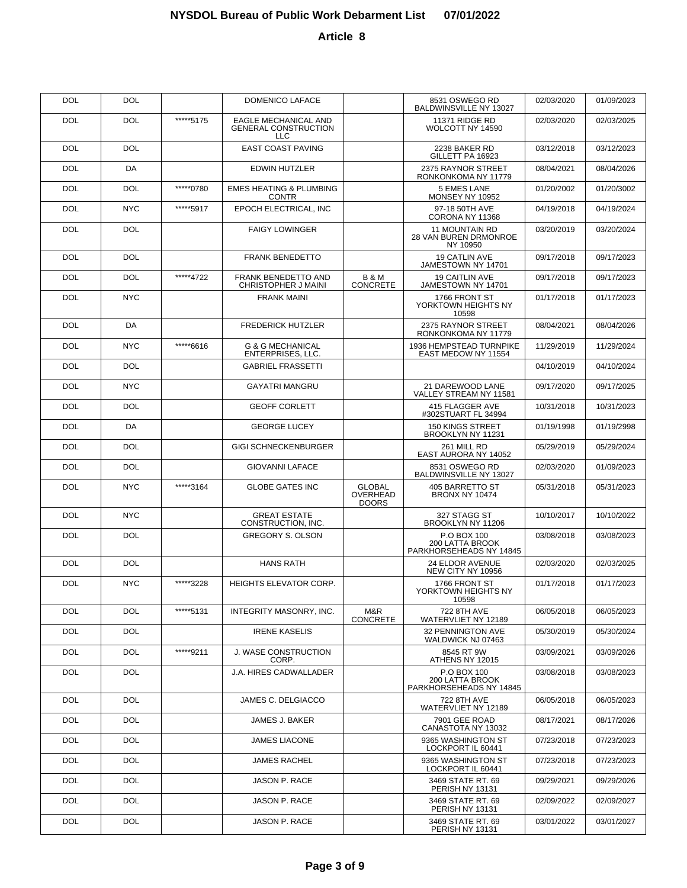# NYSDOL Bureau of Public Work Debarment List 07/01/2022

## Article 8

| | | | | | | | |
|---|---|---|---|---|---|---|---|
| DOL | DOL | | DOMENICO LAFACE | | 8531 OSWEGO RD BALDWINSVILLE NY 13027 | 02/03/2020 | 01/09/2023 |
| DOL | DOL | *****5175 | EAGLE MECHANICAL AND GENERAL CONSTRUCTION LLC | | 11371 RIDGE RD WOLCOTT NY 14590 | 02/03/2020 | 02/03/2025 |
| DOL | DOL | | EAST COAST PAVING | | 2238 BAKER RD GILLETT PA 16923 | 03/12/2018 | 03/12/2023 |
| DOL | DA | | EDWIN HUTZLER | | 2375 RAYNOR STREET RONKONKOMA NY 11779 | 08/04/2021 | 08/04/2026 |
| DOL | DOL | *****0780 | EMES HEATING & PLUMBING CONTR | | 5 EMES LANE MONSEY NY 10952 | 01/20/2002 | 01/20/3002 |
| DOL | NYC | *****5917 | EPOCH ELECTRICAL, INC | | 97-18 50TH AVE CORONA NY 11368 | 04/19/2018 | 04/19/2024 |
| DOL | DOL | | FAIGY LOWINGER | | 11 MOUNTAIN RD 28 VAN BUREN DRMONROE NY 10950 | 03/20/2019 | 03/20/2024 |
| DOL | DOL | | FRANK BENEDETTO | | 19 CATLIN AVE JAMESTOWN NY 14701 | 09/17/2018 | 09/17/2023 |
| DOL | DOL | *****4722 | FRANK BENEDETTO AND CHRISTOPHER J MAINI | B & M CONCRETE | 19 CAITLIN AVE JAMESTOWN NY 14701 | 09/17/2018 | 09/17/2023 |
| DOL | NYC | | FRANK MAINI | | 1766 FRONT ST YORKTOWN HEIGHTS NY 10598 | 01/17/2018 | 01/17/2023 |
| DOL | DA | | FREDERICK HUTZLER | | 2375 RAYNOR STREET RONKONKOMA NY 11779 | 08/04/2021 | 08/04/2026 |
| DOL | NYC | *****6616 | G & G MECHANICAL ENTERPRISES, LLC. | | 1936 HEMPSTEAD TURNPIKE EAST MEDOW NY 11554 | 11/29/2019 | 11/29/2024 |
| DOL | DOL | | GABRIEL FRASSETTI | | | 04/10/2019 | 04/10/2024 |
| DOL | NYC | | GAYATRI MANGRU | | 21 DAREWOOD LANE VALLEY STREAM NY 11581 | 09/17/2020 | 09/17/2025 |
| DOL | DOL | | GEOFF CORLETT | | 415 FLAGGER AVE #302STUART FL 34994 | 10/31/2018 | 10/31/2023 |
| DOL | DA | | GEORGE LUCEY | | 150 KINGS STREET BROOKLYN NY 11231 | 01/19/1998 | 01/19/2998 |
| DOL | DOL | | GIGI SCHNECKENBURGER | | 261 MILL RD EAST AURORA NY 14052 | 05/29/2019 | 05/29/2024 |
| DOL | DOL | | GIOVANNI LAFACE | | 8531 OSWEGO RD BALDWINSVILLE NY 13027 | 02/03/2020 | 01/09/2023 |
| DOL | NYC | *****3164 | GLOBE GATES INC | GLOBAL OVERHEAD DOORS | 405 BARRETTO ST BRONX NY 10474 | 05/31/2018 | 05/31/2023 |
| DOL | NYC | | GREAT ESTATE CONSTRUCTION, INC. | | 327 STAGG ST BROOKLYN NY 11206 | 10/10/2017 | 10/10/2022 |
| DOL | DOL | | GREGORY S. OLSON | | P.O BOX 100 200 LATTA BROOK PARKHORSEHEADS NY 14845 | 03/08/2018 | 03/08/2023 |
| DOL | DOL | | HANS RATH | | 24 ELDOR AVENUE NEW CITY NY 10956 | 02/03/2020 | 02/03/2025 |
| DOL | NYC | *****3228 | HEIGHTS ELEVATOR CORP. | | 1766 FRONT ST YORKTOWN HEIGHTS NY 10598 | 01/17/2018 | 01/17/2023 |
| DOL | DOL | *****5131 | INTEGRITY MASONRY, INC. | M&R CONCRETE | 722 8TH AVE WATERVLIET NY 12189 | 06/05/2018 | 06/05/2023 |
| DOL | DOL | | IRENE KASELIS | | 32 PENNINGTON AVE WALDWICK NJ 07463 | 05/30/2019 | 05/30/2024 |
| DOL | DOL | *****9211 | J. WASE CONSTRUCTION CORP. | | 8545 RT 9W ATHENS NY 12015 | 03/09/2021 | 03/09/2026 |
| DOL | DOL | | J.A. HIRES CADWALLADER | | P.O BOX 100 200 LATTA BROOK PARKHORSEHEADS NY 14845 | 03/08/2018 | 03/08/2023 |
| DOL | DOL | | JAMES C. DELGIACCO | | 722 8TH AVE WATERVLIET NY 12189 | 06/05/2018 | 06/05/2023 |
| DOL | DOL | | JAMES J. BAKER | | 7901 GEE ROAD CANASTOTA NY 13032 | 08/17/2021 | 08/17/2026 |
| DOL | DOL | | JAMES LIACONE | | 9365 WASHINGTON ST LOCKPORT IL 60441 | 07/23/2018 | 07/23/2023 |
| DOL | DOL | | JAMES RACHEL | | 9365 WASHINGTON ST LOCKPORT IL 60441 | 07/23/2018 | 07/23/2023 |
| DOL | DOL | | JASON P. RACE | | 3469 STATE RT. 69 PERISH NY 13131 | 09/29/2021 | 09/29/2026 |
| DOL | DOL | | JASON P. RACE | | 3469 STATE RT. 69 PERISH NY 13131 | 02/09/2022 | 02/09/2027 |
| DOL | DOL | | JASON P. RACE | | 3469 STATE RT. 69 PERISH NY 13131 | 03/01/2022 | 03/01/2027 |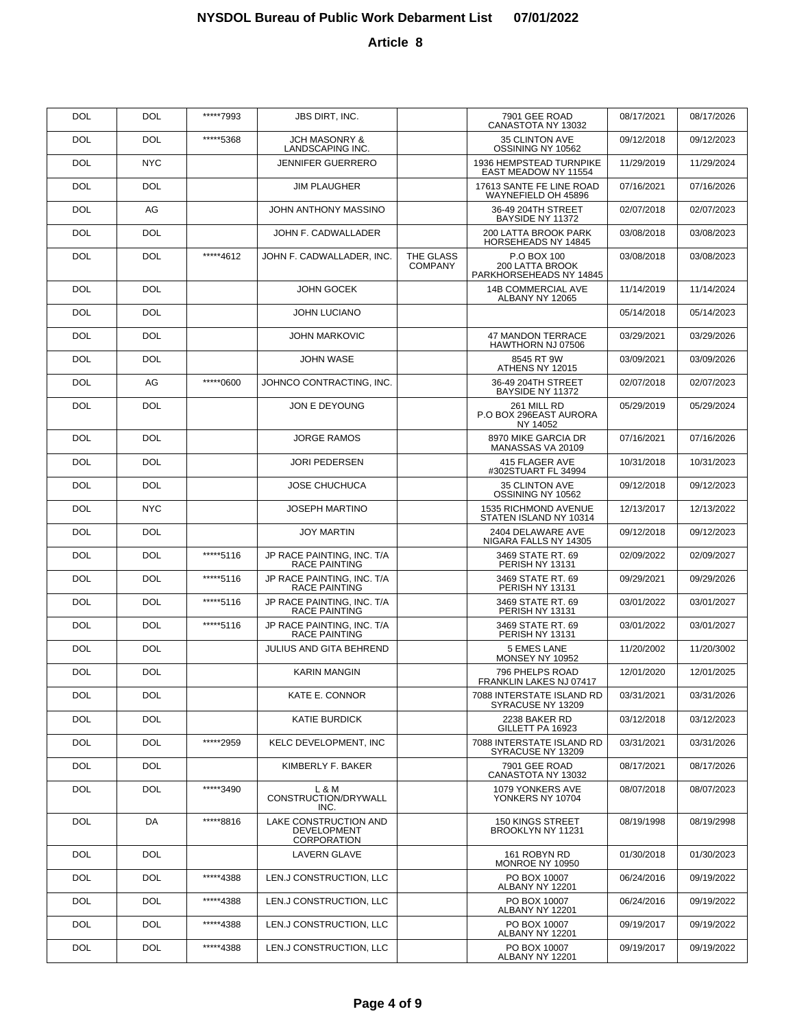# NYSDOL Bureau of Public Work Debarment List 07/01/2022

## Article 8

| | | | | | | | |
|---|---|---|---|---|---|---|---|
| DOL | DOL | *****7993 | JBS DIRT, INC. | | 7901 GEE ROAD CANASTOTA NY 13032 | 08/17/2021 | 08/17/2026 |
| DOL | DOL | *****5368 | JCH MASONRY & LANDSCAPING INC. | | 35 CLINTON AVE OSSINING NY 10562 | 09/12/2018 | 09/12/2023 |
| DOL | NYC | | JENNIFER GUERRERO | | 1936 HEMPSTEAD TURNPIKE EAST MEADOW NY 11554 | 11/29/2019 | 11/29/2024 |
| DOL | DOL | | JIM PLAUGHER | | 17613 SANTE FE LINE ROAD WAYNEFIELD OH 45896 | 07/16/2021 | 07/16/2026 |
| DOL | AG | | JOHN ANTHONY MASSINO | | 36-49 204TH STREET BAYSIDE NY 11372 | 02/07/2018 | 02/07/2023 |
| DOL | DOL | | JOHN F. CADWALLADER | | 200 LATTA BROOK PARK HORSEHEADS NY 14845 | 03/08/2018 | 03/08/2023 |
| DOL | DOL | *****4612 | JOHN F. CADWALLADER, INC. | THE GLASS COMPANY | P.O BOX 100 200 LATTA BROOK PARKHORSEHEADS NY 14845 | 03/08/2018 | 03/08/2023 |
| DOL | DOL | | JOHN GOCEK | | 14B COMMERCIAL AVE ALBANY NY 12065 | 11/14/2019 | 11/14/2024 |
| DOL | DOL | | JOHN LUCIANO | | | 05/14/2018 | 05/14/2023 |
| DOL | DOL | | JOHN MARKOVIC | | 47 MANDON TERRACE HAWTHORN NJ 07506 | 03/29/2021 | 03/29/2026 |
| DOL | DOL | | JOHN WASE | | 8545 RT 9W ATHENS NY 12015 | 03/09/2021 | 03/09/2026 |
| DOL | AG | *****0600 | JOHNCO CONTRACTING, INC. | | 36-49 204TH STREET BAYSIDE NY 11372 | 02/07/2018 | 02/07/2023 |
| DOL | DOL | | JON E DEYOUNG | | 261 MILL RD P.O BOX 296EAST AURORA NY 14052 | 05/29/2019 | 05/29/2024 |
| DOL | DOL | | JORGE RAMOS | | 8970 MIKE GARCIA DR MANASSAS VA 20109 | 07/16/2021 | 07/16/2026 |
| DOL | DOL | | JORI PEDERSEN | | 415 FLAGER AVE #302STUART FL 34994 | 10/31/2018 | 10/31/2023 |
| DOL | DOL | | JOSE CHUCHUCA | | 35 CLINTON AVE OSSINING NY 10562 | 09/12/2018 | 09/12/2023 |
| DOL | NYC | | JOSEPH MARTINO | | 1535 RICHMOND AVENUE STATEN ISLAND NY 10314 | 12/13/2017 | 12/13/2022 |
| DOL | DOL | | JOY MARTIN | | 2404 DELAWARE AVE NIGARA FALLS NY 14305 | 09/12/2018 | 09/12/2023 |
| DOL | DOL | *****5116 | JP RACE PAINTING, INC. T/A RACE PAINTING | | 3469 STATE RT. 69 PERISH NY 13131 | 02/09/2022 | 02/09/2027 |
| DOL | DOL | *****5116 | JP RACE PAINTING, INC. T/A RACE PAINTING | | 3469 STATE RT. 69 PERISH NY 13131 | 09/29/2021 | 09/29/2026 |
| DOL | DOL | *****5116 | JP RACE PAINTING, INC. T/A RACE PAINTING | | 3469 STATE RT. 69 PERISH NY 13131 | 03/01/2022 | 03/01/2027 |
| DOL | DOL | *****5116 | JP RACE PAINTING, INC. T/A RACE PAINTING | | 3469 STATE RT. 69 PERISH NY 13131 | 03/01/2022 | 03/01/2027 |
| DOL | DOL | | JULIUS AND GITA BEHREND | | 5 EMES LANE MONSEY NY 10952 | 11/20/2002 | 11/20/3002 |
| DOL | DOL | | KARIN MANGIN | | 796 PHELPS ROAD FRANKLIN LAKES NJ 07417 | 12/01/2020 | 12/01/2025 |
| DOL | DOL | | KATE E. CONNOR | | 7088 INTERSTATE ISLAND RD SYRACUSE NY 13209 | 03/31/2021 | 03/31/2026 |
| DOL | DOL | | KATIE BURDICK | | 2238 BAKER RD GILLETT PA 16923 | 03/12/2018 | 03/12/2023 |
| DOL | DOL | *****2959 | KELC DEVELOPMENT, INC | | 7088 INTERSTATE ISLAND RD SYRACUSE NY 13209 | 03/31/2021 | 03/31/2026 |
| DOL | DOL | | KIMBERLY F. BAKER | | 7901 GEE ROAD CANASTOTA NY 13032 | 08/17/2021 | 08/17/2026 |
| DOL | DOL | *****3490 | L & M CONSTRUCTION/DRYWALL INC. | | 1079 YONKERS AVE YONKERS NY 10704 | 08/07/2018 | 08/07/2023 |
| DOL | DA | *****8816 | LAKE CONSTRUCTION AND DEVELOPMENT CORPORATION | | 150 KINGS STREET BROOKLYN NY 11231 | 08/19/1998 | 08/19/2998 |
| DOL | DOL | | LAVERN GLAVE | | 161 ROBYN RD MONROE NY 10950 | 01/30/2018 | 01/30/2023 |
| DOL | DOL | *****4388 | LEN.J CONSTRUCTION, LLC | | PO BOX 10007 ALBANY NY 12201 | 06/24/2016 | 09/19/2022 |
| DOL | DOL | *****4388 | LEN.J CONSTRUCTION, LLC | | PO BOX 10007 ALBANY NY 12201 | 06/24/2016 | 09/19/2022 |
| DOL | DOL | *****4388 | LEN.J CONSTRUCTION, LLC | | PO BOX 10007 ALBANY NY 12201 | 09/19/2017 | 09/19/2022 |
| DOL | DOL | *****4388 | LEN.J CONSTRUCTION, LLC | | PO BOX 10007 ALBANY NY 12201 | 09/19/2017 | 09/19/2022 |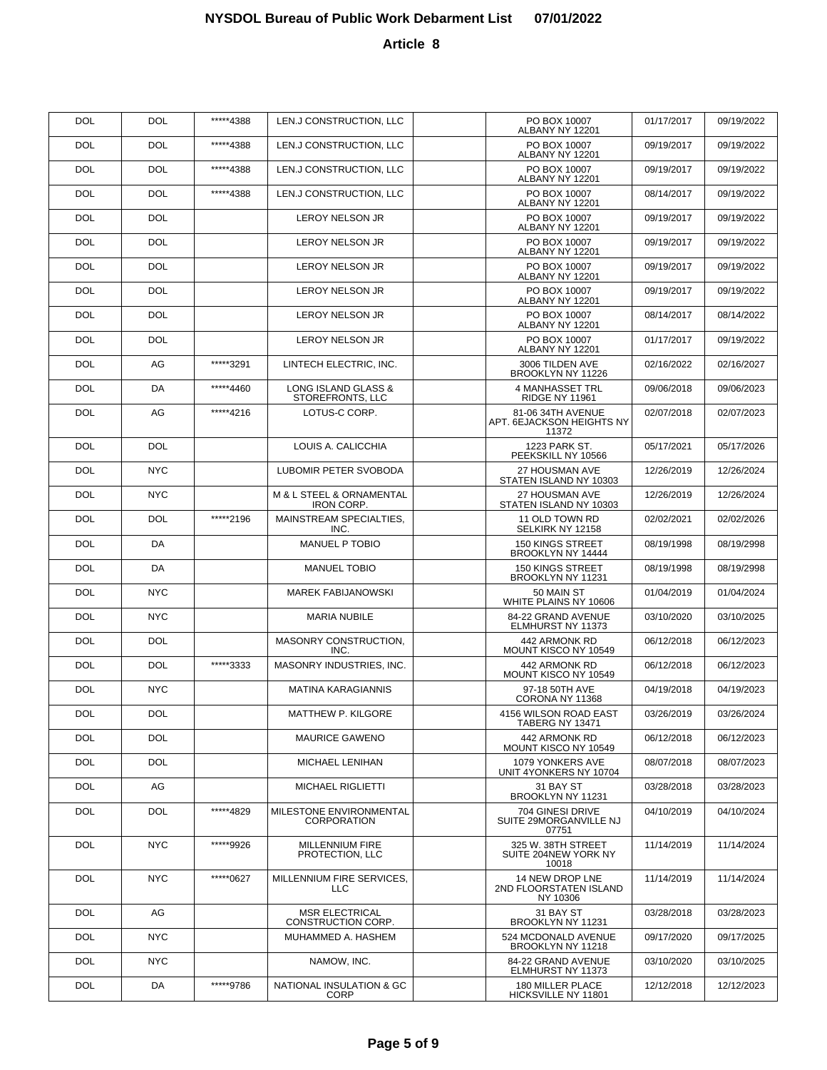# NYSDOL Bureau of Public Work Debarment List 07/01/2022

## Article 8

| | | | | | | | |
|---|---|---|---|---|---|---|---|
| DOL | DOL | *****4388 | LEN.J CONSTRUCTION, LLC | | PO BOX 10007 ALBANY NY 12201 | 01/17/2017 | 09/19/2022 |
| DOL | DOL | *****4388 | LEN.J CONSTRUCTION, LLC | | PO BOX 10007 ALBANY NY 12201 | 09/19/2017 | 09/19/2022 |
| DOL | DOL | *****4388 | LEN.J CONSTRUCTION, LLC | | PO BOX 10007 ALBANY NY 12201 | 09/19/2017 | 09/19/2022 |
| DOL | DOL | *****4388 | LEN.J CONSTRUCTION, LLC | | PO BOX 10007 ALBANY NY 12201 | 08/14/2017 | 09/19/2022 |
| DOL | DOL | | LEROY NELSON JR | | PO BOX 10007 ALBANY NY 12201 | 09/19/2017 | 09/19/2022 |
| DOL | DOL | | LEROY NELSON JR | | PO BOX 10007 ALBANY NY 12201 | 09/19/2017 | 09/19/2022 |
| DOL | DOL | | LEROY NELSON JR | | PO BOX 10007 ALBANY NY 12201 | 09/19/2017 | 09/19/2022 |
| DOL | DOL | | LEROY NELSON JR | | PO BOX 10007 ALBANY NY 12201 | 09/19/2017 | 09/19/2022 |
| DOL | DOL | | LEROY NELSON JR | | PO BOX 10007 ALBANY NY 12201 | 08/14/2017 | 08/14/2022 |
| DOL | DOL | | LEROY NELSON JR | | PO BOX 10007 ALBANY NY 12201 | 01/17/2017 | 09/19/2022 |
| DOL | AG | *****3291 | LINTECH ELECTRIC, INC. | | 3006 TILDEN AVE BROOKLYN NY 11226 | 02/16/2022 | 02/16/2027 |
| DOL | DA | *****4460 | LONG ISLAND GLASS & STOREFRONTS, LLC | | 4 MANHASSET TRL RIDGE NY 11961 | 09/06/2018 | 09/06/2023 |
| DOL | AG | *****4216 | LOTUS-C CORP. | | 81-06 34TH AVENUE APT. 6EJACKSON HEIGHTS NY 11372 | 02/07/2018 | 02/07/2023 |
| DOL | DOL | | LOUIS A. CALICCHIA | | 1223 PARK ST. PEEKSKILL NY 10566 | 05/17/2021 | 05/17/2026 |
| DOL | NYC | | LUBOMIR PETER SVOBODA | | 27 HOUSMAN AVE STATEN ISLAND NY 10303 | 12/26/2019 | 12/26/2024 |
| DOL | NYC | | M & L STEEL & ORNAMENTAL IRON CORP. | | 27 HOUSMAN AVE STATEN ISLAND NY 10303 | 12/26/2019 | 12/26/2024 |
| DOL | DOL | *****2196 | MAINSTREAM SPECIALTIES, INC. | | 11 OLD TOWN RD SELKIRK NY 12158 | 02/02/2021 | 02/02/2026 |
| DOL | DA | | MANUEL P TOBIO | | 150 KINGS STREET BROOKLYN NY 14444 | 08/19/1998 | 08/19/2998 |
| DOL | DA | | MANUEL TOBIO | | 150 KINGS STREET BROOKLYN NY 11231 | 08/19/1998 | 08/19/2998 |
| DOL | NYC | | MAREK FABIJANOWSKI | | 50 MAIN ST WHITE PLAINS NY 10606 | 01/04/2019 | 01/04/2024 |
| DOL | NYC | | MARIA NUBILE | | 84-22 GRAND AVENUE ELMHURST NY 11373 | 03/10/2020 | 03/10/2025 |
| DOL | DOL | | MASONRY CONSTRUCTION, INC. | | 442 ARMONK RD MOUNT KISCO NY 10549 | 06/12/2018 | 06/12/2023 |
| DOL | DOL | *****3333 | MASONRY INDUSTRIES, INC. | | 442 ARMONK RD MOUNT KISCO NY 10549 | 06/12/2018 | 06/12/2023 |
| DOL | NYC | | MATINA KARAGIANNIS | | 97-18 50TH AVE CORONA NY 11368 | 04/19/2018 | 04/19/2023 |
| DOL | DOL | | MATTHEW P. KILGORE | | 4156 WILSON ROAD EAST TABERG NY 13471 | 03/26/2019 | 03/26/2024 |
| DOL | DOL | | MAURICE GAWENO | | 442 ARMONK RD MOUNT KISCO NY 10549 | 06/12/2018 | 06/12/2023 |
| DOL | DOL | | MICHAEL LENIHAN | | 1079 YONKERS AVE UNIT 4YONKERS NY 10704 | 08/07/2018 | 08/07/2023 |
| DOL | AG | | MICHAEL RIGLIETTI | | 31 BAY ST BROOKLYN NY 11231 | 03/28/2018 | 03/28/2023 |
| DOL | DOL | *****4829 | MILESTONE ENVIRONMENTAL CORPORATION | | 704 GINESI DRIVE SUITE 29MORGANVILLE NJ 07751 | 04/10/2019 | 04/10/2024 |
| DOL | NYC | *****9926 | MILLENNIUM FIRE PROTECTION, LLC | | 325 W. 38TH STREET SUITE 204NEW YORK NY 10018 | 11/14/2019 | 11/14/2024 |
| DOL | NYC | *****0627 | MILLENNIUM FIRE SERVICES, LLC | | 14 NEW DROP LNE 2ND FLOORSTATEN ISLAND NY 10306 | 11/14/2019 | 11/14/2024 |
| DOL | AG | | MSR ELECTRICAL CONSTRUCTION CORP. | | 31 BAY ST BROOKLYN NY 11231 | 03/28/2018 | 03/28/2023 |
| DOL | NYC | | MUHAMMED A. HASHEM | | 524 MCDONALD AVENUE BROOKLYN NY 11218 | 09/17/2020 | 09/17/2025 |
| DOL | NYC | | NAMOW, INC. | | 84-22 GRAND AVENUE ELMHURST NY 11373 | 03/10/2020 | 03/10/2025 |
| DOL | DA | *****9786 | NATIONAL INSULATION & GC CORP | | 180 MILLER PLACE HICKSVILLE NY 11801 | 12/12/2018 | 12/12/2023 |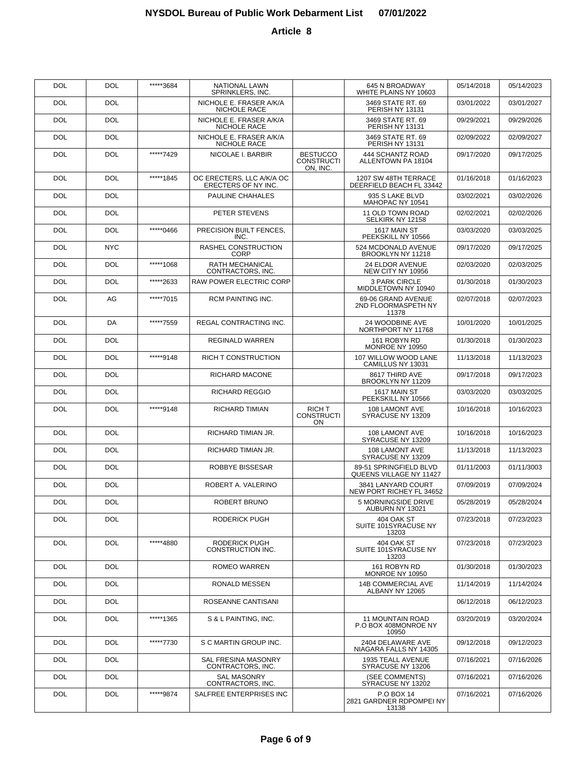# NYSDOL Bureau of Public Work Debarment List 07/01/2022

## Article 8

| | | | | | | | |
|---|---|---|---|---|---|---|---|
| DOL | DOL | *****3684 | NATIONAL LAWN SPRINKLERS, INC. | | 645 N BROADWAY WHITE PLAINS NY 10603 | 05/14/2018 | 05/14/2023 |
| DOL | DOL | | NICHOLE E. FRASER A/K/A NICHOLE RACE | | 3469 STATE RT. 69 PERISH NY 13131 | 03/01/2022 | 03/01/2027 |
| DOL | DOL | | NICHOLE E. FRASER A/K/A NICHOLE RACE | | 3469 STATE RT. 69 PERISH NY 13131 | 09/29/2021 | 09/29/2026 |
| DOL | DOL | | NICHOLE E. FRASER A/K/A NICHOLE RACE | | 3469 STATE RT. 69 PERISH NY 13131 | 02/09/2022 | 02/09/2027 |
| DOL | DOL | *****7429 | NICOLAE I. BARBIR | BESTUCCO CONSTRUCTION, INC. | 444 SCHANTZ ROAD ALLENTOWN PA 18104 | 09/17/2020 | 09/17/2025 |
| DOL | DOL | *****1845 | OC ERECTERS, LLC A/K/A OC ERECTERS OF NY INC. | | 1207 SW 48TH TERRACE DEERFIELD BEACH FL 33442 | 01/16/2018 | 01/16/2023 |
| DOL | DOL | | PAULINE CHAHALES | | 935 S LAKE BLVD MAHOPAC NY 10541 | 03/02/2021 | 03/02/2026 |
| DOL | DOL | | PETER STEVENS | | 11 OLD TOWN ROAD SELKIRK NY 12158 | 02/02/2021 | 02/02/2026 |
| DOL | DOL | *****0466 | PRECISION BUILT FENCES, INC. | | 1617 MAIN ST PEEKSKILL NY 10566 | 03/03/2020 | 03/03/2025 |
| DOL | NYC | | RASHEL CONSTRUCTION CORP | | 524 MCDONALD AVENUE BROOKLYN NY 11218 | 09/17/2020 | 09/17/2025 |
| DOL | DOL | *****1068 | RATH MECHANICAL CONTRACTORS, INC. | | 24 ELDOR AVENUE NEW CITY NY 10956 | 02/03/2020 | 02/03/2025 |
| DOL | DOL | *****2633 | RAW POWER ELECTRIC CORP | | 3 PARK CIRCLE MIDDLETOWN NY 10940 | 01/30/2018 | 01/30/2023 |
| DOL | AG | *****7015 | RCM PAINTING INC. | | 69-06 GRAND AVENUE 2ND FLOORMASPETH NY 11378 | 02/07/2018 | 02/07/2023 |
| DOL | DA | *****7559 | REGAL CONTRACTING INC. | | 24 WOODBINE AVE NORTHPORT NY 11768 | 10/01/2020 | 10/01/2025 |
| DOL | DOL | | REGINALD WARREN | | 161 ROBYN RD MONROE NY 10950 | 01/30/2018 | 01/30/2023 |
| DOL | DOL | *****9148 | RICH T CONSTRUCTION | | 107 WILLOW WOOD LANE CAMILLUS NY 13031 | 11/13/2018 | 11/13/2023 |
| DOL | DOL | | RICHARD MACONE | | 8617 THIRD AVE BROOKLYN NY 11209 | 09/17/2018 | 09/17/2023 |
| DOL | DOL | | RICHARD REGGIO | | 1617 MAIN ST PEEKSKILL NY 10566 | 03/03/2020 | 03/03/2025 |
| DOL | DOL | *****9148 | RICHARD TIMIAN | RICH T CONSTRUCTION | 108 LAMONT AVE SYRACUSE NY 13209 | 10/16/2018 | 10/16/2023 |
| DOL | DOL | | RICHARD TIMIAN JR. | | 108 LAMONT AVE SYRACUSE NY 13209 | 10/16/2018 | 10/16/2023 |
| DOL | DOL | | RICHARD TIMIAN JR. | | 108 LAMONT AVE SYRACUSE NY 13209 | 11/13/2018 | 11/13/2023 |
| DOL | DOL | | ROBBYE BISSESAR | | 89-51 SPRINGFIELD BLVD QUEENS VILLAGE NY 11427 | 01/11/2003 | 01/11/3003 |
| DOL | DOL | | ROBERT A. VALERINO | | 3841 LANYARD COURT NEW PORT RICHEY FL 34652 | 07/09/2019 | 07/09/2024 |
| DOL | DOL | | ROBERT BRUNO | | 5 MORNINGSIDE DRIVE AUBURN NY 13021 | 05/28/2019 | 05/28/2024 |
| DOL | DOL | | RODERICK PUGH | | 404 OAK ST SUITE 101SYRACUSE NY 13203 | 07/23/2018 | 07/23/2023 |
| DOL | DOL | *****4880 | RODERICK PUGH CONSTRUCTION INC. | | 404 OAK ST SUITE 101SYRACUSE NY 13203 | 07/23/2018 | 07/23/2023 |
| DOL | DOL | | ROMEO WARREN | | 161 ROBYN RD MONROE NY 10950 | 01/30/2018 | 01/30/2023 |
| DOL | DOL | | RONALD MESSEN | | 14B COMMERCIAL AVE ALBANY NY 12065 | 11/14/2019 | 11/14/2024 |
| DOL | DOL | | ROSEANNE CANTISANI | | | 06/12/2018 | 06/12/2023 |
| DOL | DOL | *****1365 | S & L PAINTING, INC. | | 11 MOUNTAIN ROAD P.O BOX 408MONROE NY 10950 | 03/20/2019 | 03/20/2024 |
| DOL | DOL | *****7730 | S C MARTIN GROUP INC. | | 2404 DELAWARE AVE NIAGARA FALLS NY 14305 | 09/12/2018 | 09/12/2023 |
| DOL | DOL | | SAL FRESINA MASONRY CONTRACTORS, INC. | | 1935 TEALL AVENUE SYRACUSE NY 13206 | 07/16/2021 | 07/16/2026 |
| DOL | DOL | | SAL MASONRY CONTRACTORS, INC. | | (SEE COMMENTS) SYRACUSE NY 13202 | 07/16/2021 | 07/16/2026 |
| DOL | DOL | *****9874 | SALFREE ENTERPRISES INC | | P.O BOX 14 2821 GARDNER RDPOMPEI NY 13138 | 07/16/2021 | 07/16/2026 |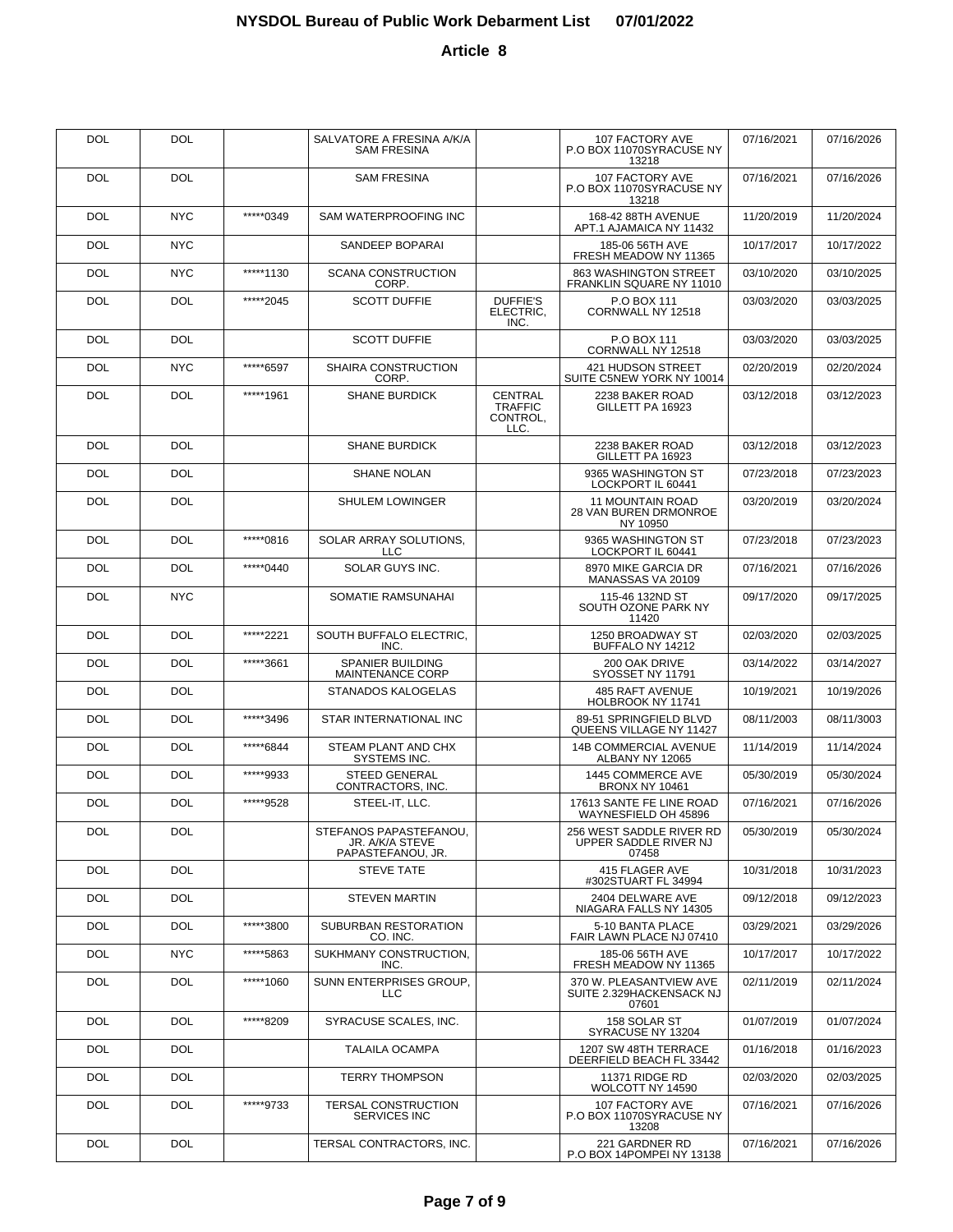# NYSDOL Bureau of Public Work Debarment List 07/01/2022

## Article 8

| | | | | | | | |
|---|---|---|---|---|---|---|---|
| DOL | DOL | | SALVATORE A FRESINA A/K/A SAM FRESINA | | 107 FACTORY AVE P.O BOX 11070SYRACUSE NY 13218 | 07/16/2021 | 07/16/2026 |
| DOL | DOL | | SAM FRESINA | | 107 FACTORY AVE P.O BOX 11070SYRACUSE NY 13218 | 07/16/2021 | 07/16/2026 |
| DOL | NYC | *****0349 | SAM WATERPROOFING INC | | 168-42 88TH AVENUE APT.1 AJAMAICA NY 11432 | 11/20/2019 | 11/20/2024 |
| DOL | NYC | | SANDEEP BOPARAI | | 185-06 56TH AVE FRESH MEADOW NY 11365 | 10/17/2017 | 10/17/2022 |
| DOL | NYC | *****1130 | SCANA CONSTRUCTION CORP. | | 863 WASHINGTON STREET FRANKLIN SQUARE NY 11010 | 03/10/2020 | 03/10/2025 |
| DOL | DOL | *****2045 | SCOTT DUFFIE | DUFFIE'S ELECTRIC, INC. | P.O BOX 111 CORNWALL NY 12518 | 03/03/2020 | 03/03/2025 |
| DOL | DOL | | SCOTT DUFFIE | | P.O BOX 111 CORNWALL NY 12518 | 03/03/2020 | 03/03/2025 |
| DOL | NYC | *****6597 | SHAIRA CONSTRUCTION CORP. | | 421 HUDSON STREET SUITE C5NEW YORK NY 10014 | 02/20/2019 | 02/20/2024 |
| DOL | DOL | *****1961 | SHANE BURDICK | CENTRAL TRAFFIC CONTROL, LLC. | 2238 BAKER ROAD GILLETT PA 16923 | 03/12/2018 | 03/12/2023 |
| DOL | DOL | | SHANE BURDICK | | 2238 BAKER ROAD GILLETT PA 16923 | 03/12/2018 | 03/12/2023 |
| DOL | DOL | | SHANE NOLAN | | 9365 WASHINGTON ST LOCKPORT IL 60441 | 07/23/2018 | 07/23/2023 |
| DOL | DOL | | SHULEM LOWINGER | | 11 MOUNTAIN ROAD 28 VAN BUREN DRMONROE NY 10950 | 03/20/2019 | 03/20/2024 |
| DOL | DOL | *****0816 | SOLAR ARRAY SOLUTIONS, LLC | | 9365 WASHINGTON ST LOCKPORT IL 60441 | 07/23/2018 | 07/23/2023 |
| DOL | DOL | *****0440 | SOLAR GUYS INC. | | 8970 MIKE GARCIA DR MANASSAS VA 20109 | 07/16/2021 | 07/16/2026 |
| DOL | NYC | | SOMATIE RAMSUNAHAI | | 115-46 132ND ST SOUTH OZONE PARK NY 11420 | 09/17/2020 | 09/17/2025 |
| DOL | DOL | *****2221 | SOUTH BUFFALO ELECTRIC, INC. | | 1250 BROADWAY ST BUFFALO NY 14212 | 02/03/2020 | 02/03/2025 |
| DOL | DOL | *****3661 | SPANIER BUILDING MAINTENANCE CORP | | 200 OAK DRIVE SYOSSET NY 11791 | 03/14/2022 | 03/14/2027 |
| DOL | DOL | | STANADOS KALOGELAS | | 485 RAFT AVENUE HOLBROOK NY 11741 | 10/19/2021 | 10/19/2026 |
| DOL | DOL | *****3496 | STAR INTERNATIONAL INC | | 89-51 SPRINGFIELD BLVD QUEENS VILLAGE NY 11427 | 08/11/2003 | 08/11/3003 |
| DOL | DOL | *****6844 | STEAM PLANT AND CHX SYSTEMS INC. | | 14B COMMERCIAL AVENUE ALBANY NY 12065 | 11/14/2019 | 11/14/2024 |
| DOL | DOL | *****9933 | STEED GENERAL CONTRACTORS, INC. | | 1445 COMMERCE AVE BRONX NY 10461 | 05/30/2019 | 05/30/2024 |
| DOL | DOL | *****9528 | STEEL-IT, LLC. | | 17613 SANTE FE LINE ROAD WAYNESFIELD OH 45896 | 07/16/2021 | 07/16/2026 |
| DOL | DOL | | STEFANOS PAPASTEFANOU, JR. A/K/A STEVE PAPASTEFANOU, JR. | | 256 WEST SADDLE RIVER RD UPPER SADDLE RIVER NJ 07458 | 05/30/2019 | 05/30/2024 |
| DOL | DOL | | STEVE TATE | | 415 FLAGER AVE #302STUART FL 34994 | 10/31/2018 | 10/31/2023 |
| DOL | DOL | | STEVEN MARTIN | | 2404 DELWARE AVE NIAGARA FALLS NY 14305 | 09/12/2018 | 09/12/2023 |
| DOL | DOL | *****3800 | SUBURBAN RESTORATION CO. INC. | | 5-10 BANTA PLACE FAIR LAWN PLACE NJ 07410 | 03/29/2021 | 03/29/2026 |
| DOL | NYC | *****5863 | SUKHMANY CONSTRUCTION, INC. | | 185-06 56TH AVE FRESH MEADOW NY 11365 | 10/17/2017 | 10/17/2022 |
| DOL | DOL | *****1060 | SUNN ENTERPRISES GROUP, LLC | | 370 W. PLEASANTVIEW AVE SUITE 2.329HACKENSACK NJ 07601 | 02/11/2019 | 02/11/2024 |
| DOL | DOL | *****8209 | SYRACUSE SCALES, INC. | | 158 SOLAR ST SYRACUSE NY 13204 | 01/07/2019 | 01/07/2024 |
| DOL | DOL | | TALAILA OCAMPA | | 1207 SW 48TH TERRACE DEERFIELD BEACH FL 33442 | 01/16/2018 | 01/16/2023 |
| DOL | DOL | | TERRY THOMPSON | | 11371 RIDGE RD WOLCOTT NY 14590 | 02/03/2020 | 02/03/2025 |
| DOL | DOL | *****9733 | TERSAL CONSTRUCTION SERVICES INC | | 107 FACTORY AVE P.O BOX 11070SYRACUSE NY 13208 | 07/16/2021 | 07/16/2026 |
| DOL | DOL | | TERSAL CONTRACTORS, INC. | | 221 GARDNER RD P.O BOX 14POMPEI NY 13138 | 07/16/2021 | 07/16/2026 |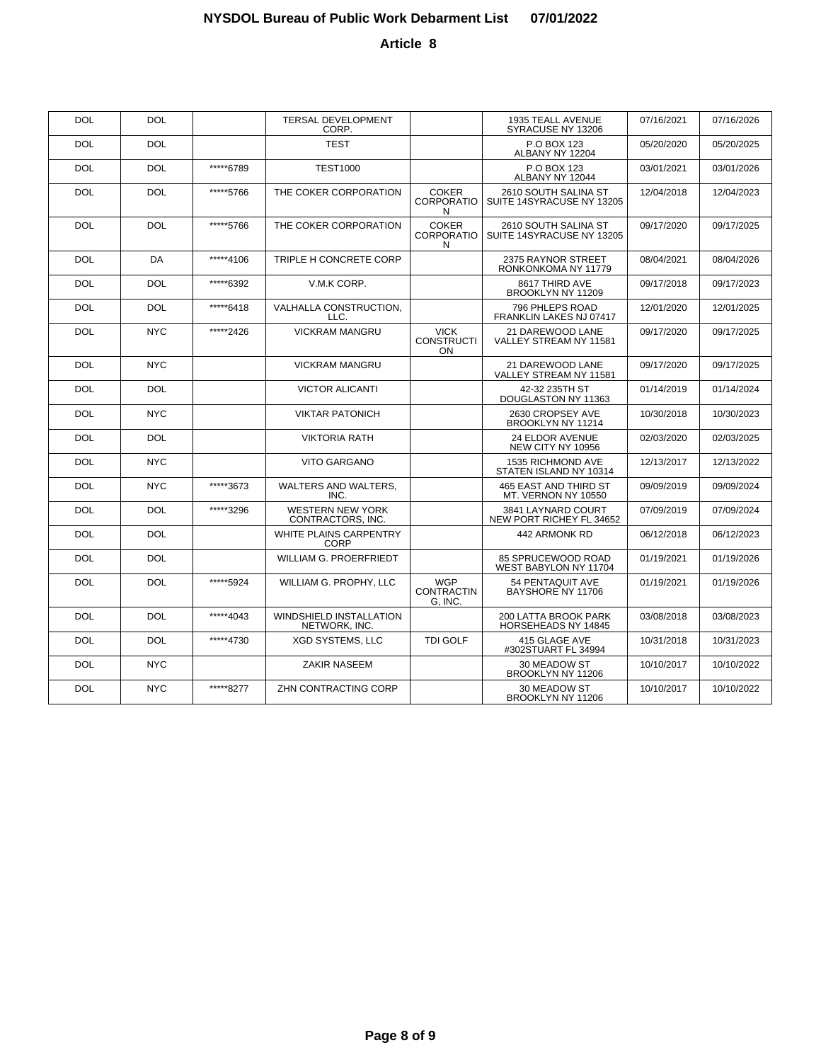# NYSDOL Bureau of Public Work Debarment List 07/01/2022

## Article 8

| | | | | | | | |
|---|---|---|---|---|---|---|---|
| DOL | DOL | | TERSAL DEVELOPMENT CORP. | | 1935 TEALL AVENUE SYRACUSE NY 13206 | 07/16/2021 | 07/16/2026 |
| DOL | DOL | | TEST | | P.O BOX 123 ALBANY NY 12204 | 05/20/2020 | 05/20/2025 |
| DOL | DOL | *****6789 | TEST1000 | | P.O BOX 123 ALBANY NY 12044 | 03/01/2021 | 03/01/2026 |
| DOL | DOL | *****5766 | THE COKER CORPORATION | COKER CORPORATION | 2610 SOUTH SALINA ST SUITE 14SYRACUSE NY 13205 | 12/04/2018 | 12/04/2023 |
| DOL | DOL | *****5766 | THE COKER CORPORATION | COKER CORPORATION | 2610 SOUTH SALINA ST SUITE 14SYRACUSE NY 13205 | 09/17/2020 | 09/17/2025 |
| DOL | DA | *****4106 | TRIPLE H CONCRETE CORP | | 2375 RAYNOR STREET RONKONKOMA NY 11779 | 08/04/2021 | 08/04/2026 |
| DOL | DOL | *****6392 | V.M.K CORP. | | 8617 THIRD AVE BROOKLYN NY 11209 | 09/17/2018 | 09/17/2023 |
| DOL | DOL | *****6418 | VALHALLA CONSTRUCTION, LLC. | | 796 PHLEPS ROAD FRANKLIN LAKES NJ 07417 | 12/01/2020 | 12/01/2025 |
| DOL | NYC | *****2426 | VICKRAM MANGRU | VICK CONSTRUCTION | 21 DAREWOOD LANE VALLEY STREAM NY 11581 | 09/17/2020 | 09/17/2025 |
| DOL | NYC | | VICKRAM MANGRU | | 21 DAREWOOD LANE VALLEY STREAM NY 11581 | 09/17/2020 | 09/17/2025 |
| DOL | DOL | | VICTOR ALICANTI | | 42-32 235TH ST DOUGLASTON NY 11363 | 01/14/2019 | 01/14/2024 |
| DOL | NYC | | VIKTAR PATONICH | | 2630 CROPSEY AVE BROOKLYN NY 11214 | 10/30/2018 | 10/30/2023 |
| DOL | DOL | | VIKTORIA RATH | | 24 ELDOR AVENUE NEW CITY NY 10956 | 02/03/2020 | 02/03/2025 |
| DOL | NYC | | VITO GARGANO | | 1535 RICHMOND AVE STATEN ISLAND NY 10314 | 12/13/2017 | 12/13/2022 |
| DOL | NYC | *****3673 | WALTERS AND WALTERS, INC. | | 465 EAST AND THIRD ST MT. VERNON NY 10550 | 09/09/2019 | 09/09/2024 |
| DOL | DOL | *****3296 | WESTERN NEW YORK CONTRACTORS, INC. | | 3841 LAYNARD COURT NEW PORT RICHEY FL 34652 | 07/09/2019 | 07/09/2024 |
| DOL | DOL | | WHITE PLAINS CARPENTRY CORP | | 442 ARMONK RD | 06/12/2018 | 06/12/2023 |
| DOL | DOL | | WILLIAM G. PROERFRIEDT | | 85 SPRUCEWOOD ROAD WEST BABYLON NY 11704 | 01/19/2021 | 01/19/2026 |
| DOL | DOL | *****5924 | WILLIAM G. PROPHY, LLC | WGP CONTRACTING, INC. | 54 PENTAQUIT AVE BAYSHORE NY 11706 | 01/19/2021 | 01/19/2026 |
| DOL | DOL | *****4043 | WINDSHIELD INSTALLATION NETWORK, INC. | | 200 LATTA BROOK PARK HORSEHEADS NY 14845 | 03/08/2018 | 03/08/2023 |
| DOL | DOL | *****4730 | XGD SYSTEMS, LLC | TDI GOLF | 415 GLAGE AVE #302STUART FL 34994 | 10/31/2018 | 10/31/2023 |
| DOL | NYC | | ZAKIR NASEEM | | 30 MEADOW ST BROOKLYN NY 11206 | 10/10/2017 | 10/10/2022 |
| DOL | NYC | *****8277 | ZHN CONTRACTING CORP | | 30 MEADOW ST BROOKLYN NY 11206 | 10/10/2017 | 10/10/2022 |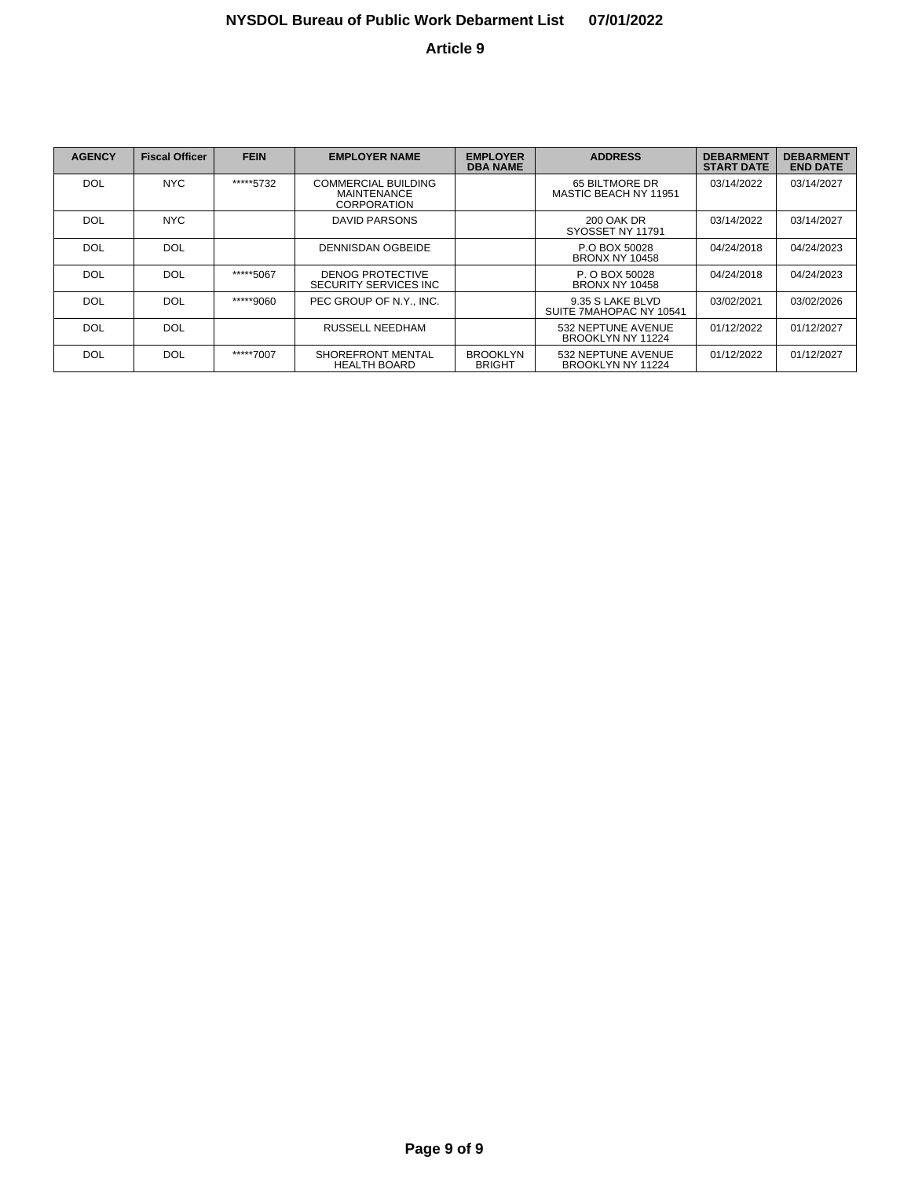# NYSDOL Bureau of Public Work Debarment List 07/01/2022

## Article 9

| AGENCY | Fiscal Officer | FEIN | EMPLOYER NAME | EMPLOYER DBA NAME | ADDRESS | DEBARMENT START DATE | DEBARMENT END DATE |
|---|---|---|---|---|---|---|---|
| DOL | NYC | *****5732 | COMMERCIAL BUILDING MAINTENANCE CORPORATION | | 65 BILTMORE DR MASTIC BEACH NY 11951 | 03/14/2022 | 03/14/2027 |
| DOL | NYC | | DAVID PARSONS | | 200 OAK DR SYOSSET NY 11791 | 03/14/2022 | 03/14/2027 |
| DOL | DOL | | DENNISDAN OGBEIDE | | P.O BOX 50028 BRONX NY 10458 | 04/24/2018 | 04/24/2023 |
| DOL | DOL | *****5067 | DENOG PROTECTIVE SECURITY SERVICES INC | | P. O BOX 50028 BRONX NY 10458 | 04/24/2018 | 04/24/2023 |
| DOL | DOL | *****9060 | PEC GROUP OF N.Y., INC. | | 9.35 S LAKE BLVD SUITE 7MAHOPAC NY 10541 | 03/02/2021 | 03/02/2026 |
| DOL | DOL | | RUSSELL NEEDHAM | | 532 NEPTUNE AVENUE BROOKLYN NY 11224 | 01/12/2022 | 01/12/2027 |
| DOL | DOL | *****7007 | SHOREFRONT MENTAL HEALTH BOARD | BROOKLYN BRIGHT | 532 NEPTUNE AVENUE BROOKLYN NY 11224 | 01/12/2022 | 01/12/2027 |